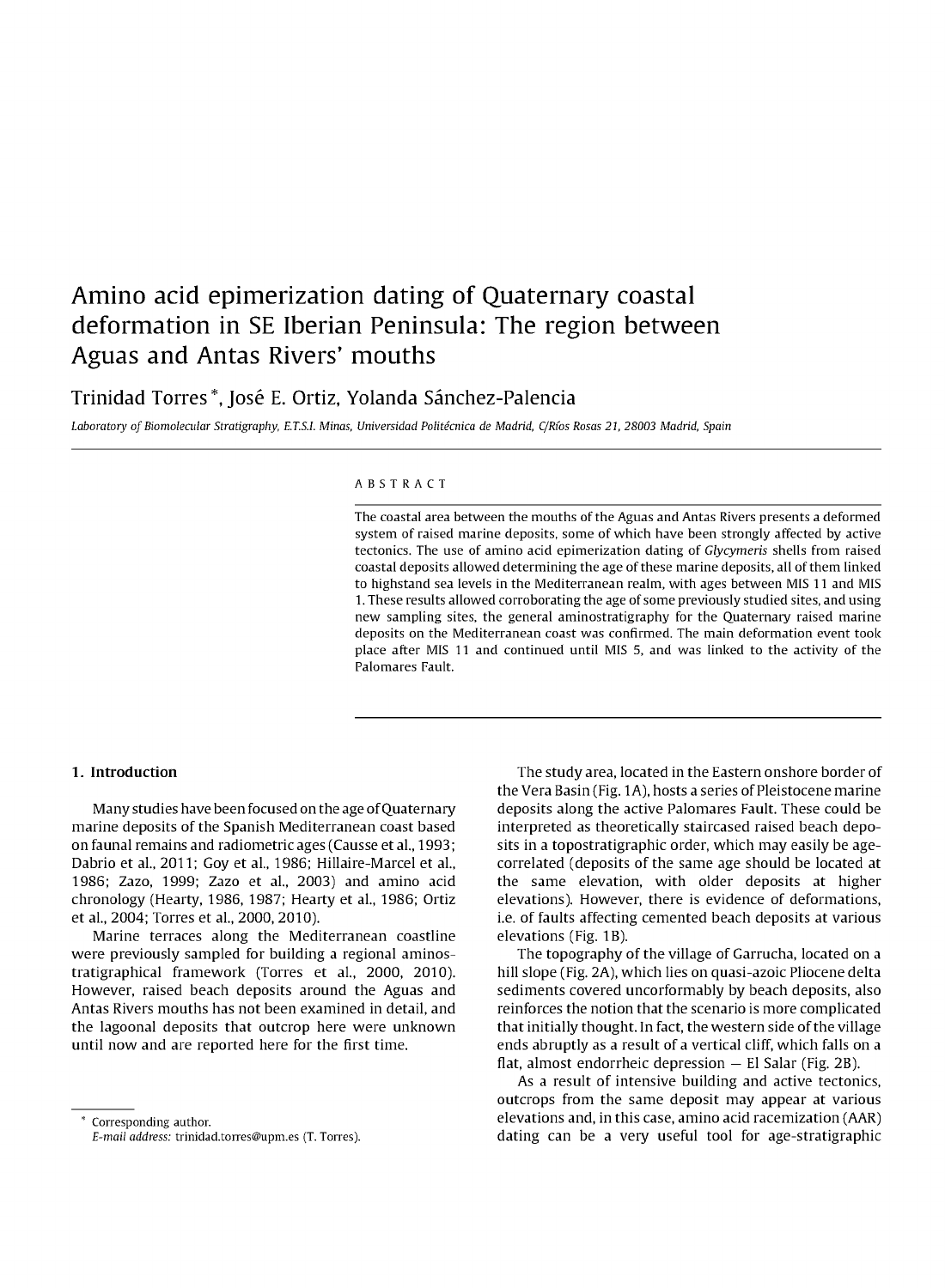# Amino acid epimerization dating of Quaternary coastal deformation in SE Iberian Peninsula: The region between Aguas and Antas Rivers' mouths

Trinidad Torres *, José E. Ortiz, Yolanda Sánchez-Palencia

*Laboratory of Biomolecular Stratigraphy, E.T.S.I. Minas, Universidad Politécnica de Madrid, C/Ríos Rosas 21, 28003 Madrid, Spain*

## ABSTRACT

The coastal area between the mouths of the Aguas and Antas Rivers presents a deformed system of raised marine deposits, some of which have been strongly affected by active tectonics. The use of amino acid epimerization dating of *Glycymeris* shells from raised coastal deposits allowed determining the age of these marine deposits, all of them linked to highstand sea levels in the Mediterranean realm, with ages between MIS 11 and MIS 1. These results allowed corroborating the age of some previously studied sites, and using new sampling sites, the general aminostratigraphy for the Quaternary raised marine deposits on the Mediterranean coast was confirmed. The main deformation event took place after MIS 11 and continued until MIS 5, and was linked to the activity of the Palomares Fault.

## 1. Introduction

Many studies have been focused on the age of Quaternary marine deposits of the Spanish Mediterranean coast based on faunal remains and radiometric ages (Causse et al., 1993; Dabrio et al., 2011; Goy et al., 1986; Hillaire-Marcel et al., 1986; Zazo, 1999; Zazo et al., 2003) and amino acid chronology (Hearty, 1986, 1987; Hearty et al., 1986; Ortiz et al., 2004; Torres et al., 2000, 2010).

Marine terraces along the Mediterranean coastline were previously sampled for building a regional aminostratigraphical framework (Torres et al., 2000, 2010). However, raised beach deposits around the Aguas and Antas Rivers mouths has not been examined in detail, and the lagoonal deposits that outcrop here were unknown until now and are reported here for the first time.

The study area, located in the Eastern onshore border of the Vera Basin (Fig. 1A), hosts a series of Pleistocene marine deposits along the active Palomares Fault. These could be interpreted as theoretically staircased raised beach deposits in a topostratigraphic order, which may easily be age-correlated (deposits of the same age should be located at the same elevation, with older deposits at higher elevations). However, there is evidence of deformations, i.e. of faults affecting cemented beach deposits at various elevations (Fig. 1B).

The topography of the village of Garrucha, located on a hill slope (Fig. 2A), which lies on quasi-azoic Pliocene delta sediments covered uncorformably by beach deposits, also reinforces the notion that the scenario is more complicated that initially thought. In fact, the western side of the village ends abruptly as a result of a vertical cliff, which falls on a flat, almost endorrheic depression – El Salar (Fig. 2B).

As a result of intensive building and active tectonics, outcrops from the same deposit may appear at various elevations and, in this case, amino acid racemization (AAR) dating can be a very useful tool for age-stratigraphic

\* Corresponding author.
*E-mail address:* trinidad.torres@upm.es (T. Torres).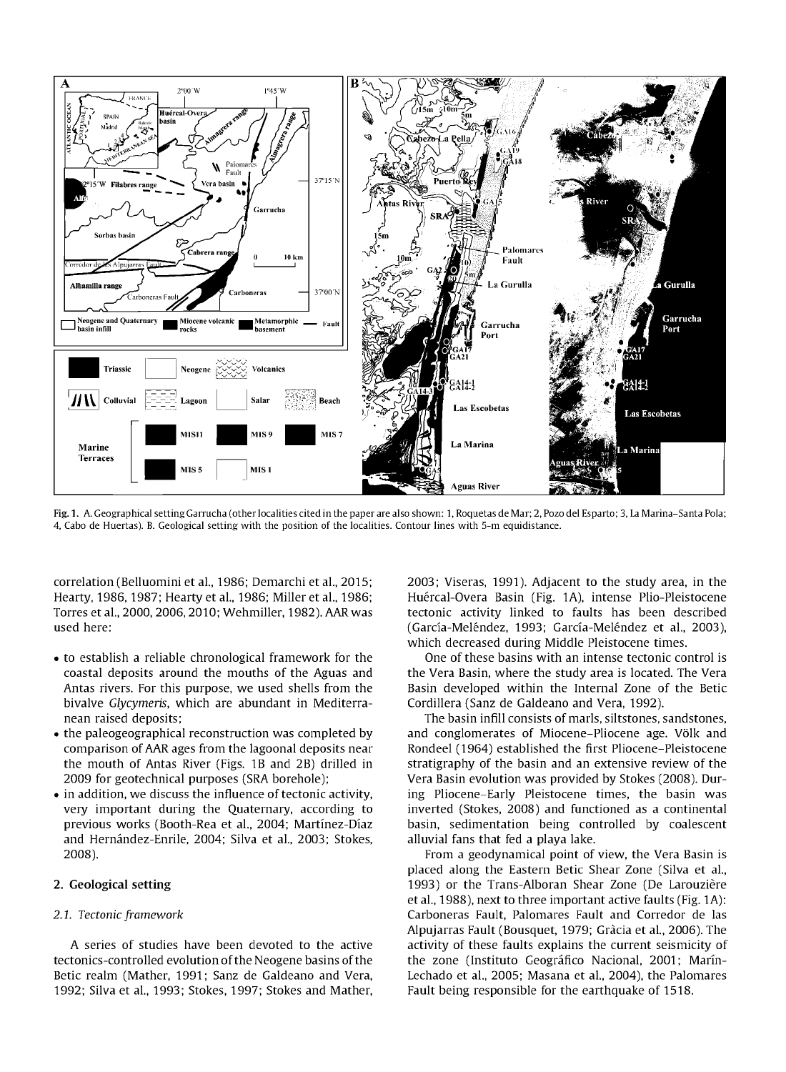Fig. 1. A. Geographical setting Garrucha (other localities cited in the paper are also shown: 1, Roquetas de Mar; 2, Pozo del Esparto; 3, La Marina–Santa Pola; 4, Cabo de Huertas). B. Geological setting with the position of the localities. Contour lines with 5-m equidistance.

correlation (Belluomini et al., 1986; Demarchi et al., 2015; Hearty, 1986, 1987; Hearty et al., 1986; Miller et al., 1986; Torres et al., 2000, 2006, 2010; Wehmiller, 1982). AAR was used here:

- to establish a reliable chronological framework for the coastal deposits around the mouths of the Aguas and Antas rivers. For this purpose, we used shells from the bivalve *Glycymeris*, which are abundant in Mediterranean raised deposits;
- the paleogeographical reconstruction was completed by comparison of AAR ages from the lagoonal deposits near the mouth of Antas River (Figs. 1B and 2B) drilled in 2009 for geotechnical purposes (SRA borehole);
- in addition, we discuss the influence of tectonic activity, very important during the Quaternary, according to previous works (Booth-Rea et al., 2004; Martínez-Díaz and Hernández-Enrile, 2004; Silva et al., 2003; Stokes, 2008).

## 2. Geological setting

### 2.1. Tectonic framework

A series of studies have been devoted to the active tectonics-controlled evolution of the Neogene basins of the Betic realm (Mather, 1991; Sanz de Galdeano and Vera, 1992; Silva et al., 1993; Stokes, 1997; Stokes and Mather, 2003; Viseras, 1991). Adjacent to the study area, in the Huércal-Overa Basin (Fig. 1A), intense Plio-Pleistocene tectonic activity linked to faults has been described (García-Meléndez, 1993; García-Meléndez et al., 2003), which decreased during Middle Pleistocene times.

One of these basins with an intense tectonic control is the Vera Basin, where the study area is located. The Vera Basin developed within the Internal Zone of the Betic Cordillera (Sanz de Galdeano and Vera, 1992).

The basin infill consists of marls, siltstones, sandstones, and conglomerates of Miocene–Pliocene age. Völk and Rondeel (1964) established the first Pliocene–Pleistocene stratigraphy of the basin and an extensive review of the Vera Basin evolution was provided by Stokes (2008). During Pliocene–Early Pleistocene times, the basin was inverted (Stokes, 2008) and functioned as a continental basin, sedimentation being controlled by coalescent alluvial fans that fed a playa lake.

From a geodynamical point of view, the Vera Basin is placed along the Eastern Betic Shear Zone (Silva et al., 1993) or the Trans-Alboran Shear Zone (De Larouzière et al., 1988), next to three important active faults (Fig. 1A): Carboneras Fault, Palomares Fault and Corredor de las Alpujarras Fault (Bousquet, 1979; Gràcia et al., 2006). The activity of these faults explains the current seismicity of the zone (Instituto Geográfico Nacional, 2001; Marín-Lechado et al., 2005; Masana et al., 2004), the Palomares Fault being responsible for the earthquake of 1518.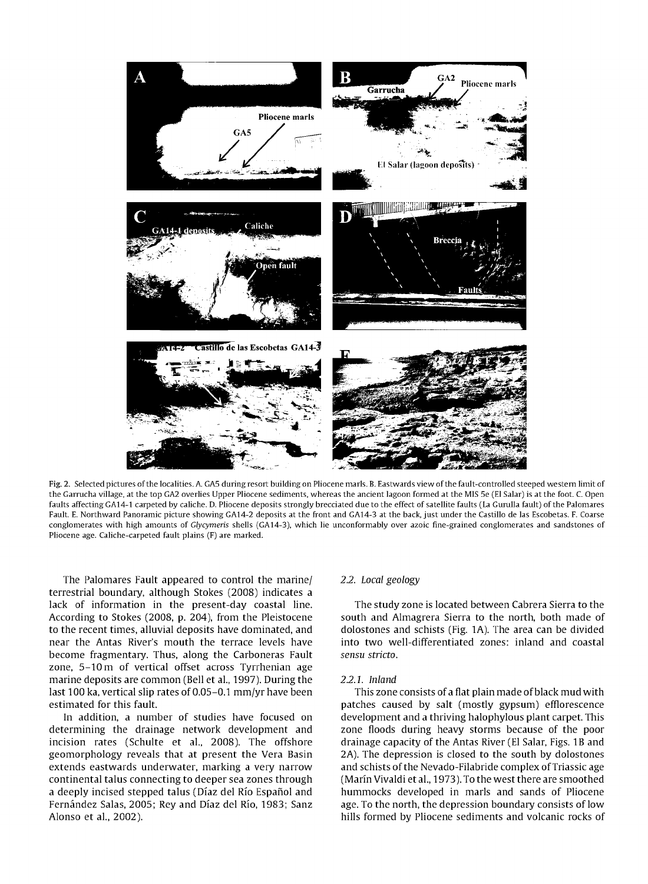Fig. 2. Selected pictures of the localities. A. GA5 during resort building on Pliocene marls. B. Eastwards view of the fault-controlled steeped western limit of the Garrucha village, at the top GA2 overlies Upper Pliocene sediments, whereas the ancient lagoon formed at the MIS 5e (El Salar) is at the foot. C. Open faults affecting GA14-1 carpeted by caliche. D. Pliocene deposits strongly brecciated due to the effect of satellite faults (La Gurulla fault) of the Palomares Fault. E. Northward Panoramic picture showing GA14-2 deposits at the front and GA14-3 at the back, just under the Castillo de las Escobetas. F. Coarse conglomerates with high amounts of *Glycymeris* shells (GA14-3), which lie unconformably over azoic fine-grained conglomerates and sandstones of Pliocene age. Caliche-carpeted fault plains (F) are marked.

The Palomares Fault appeared to control the marine/terrestrial boundary, although Stokes (2008) indicates a lack of information in the present-day coastal line. According to Stokes (2008, p. 204), from the Pleistocene to the recent times, alluvial deposits have dominated, and near the Antas River's mouth the terrace levels have become fragmentary. Thus, along the Carboneras Fault zone, 5–10 m of vertical offset across Tyrrhenian age marine deposits are common (Bell et al., 1997). During the last 100 ka, vertical slip rates of 0.05–0.1 mm/yr have been estimated for this fault.

In addition, a number of studies have focused on determining the drainage network development and incision rates (Schulte et al., 2008). The offshore geomorphology reveals that at present the Vera Basin extends eastwards underwater, marking a very narrow continental talus connecting to deeper sea zones through a deeply incised stepped talus (Díaz del Río Español and Fernández Salas, 2005; Rey and Díaz del Río, 1983; Sanz Alonso et al., 2002).

### 2.2. Local geology

The study zone is located between Cabrera Sierra to the south and Almagrera Sierra to the north, both made of dolostones and schists (Fig. 1A). The area can be divided into two well-differentiated zones: inland and coastal *sensu stricto*.

#### 2.2.1. Inland

This zone consists of a flat plain made of black mud with patches caused by salt (mostly gypsum) efflorescence development and a thriving halophylous plant carpet. This zone floods during heavy storms because of the poor drainage capacity of the Antas River (El Salar, Figs. 1B and 2A). The depression is closed to the south by dolostones and schists of the Nevado-Filabride complex of Triassic age (Marín Vivaldi et al., 1973). To the west there are smoothed hummocks developed in marls and sands of Pliocene age. To the north, the depression boundary consists of low hills formed by Pliocene sediments and volcanic rocks of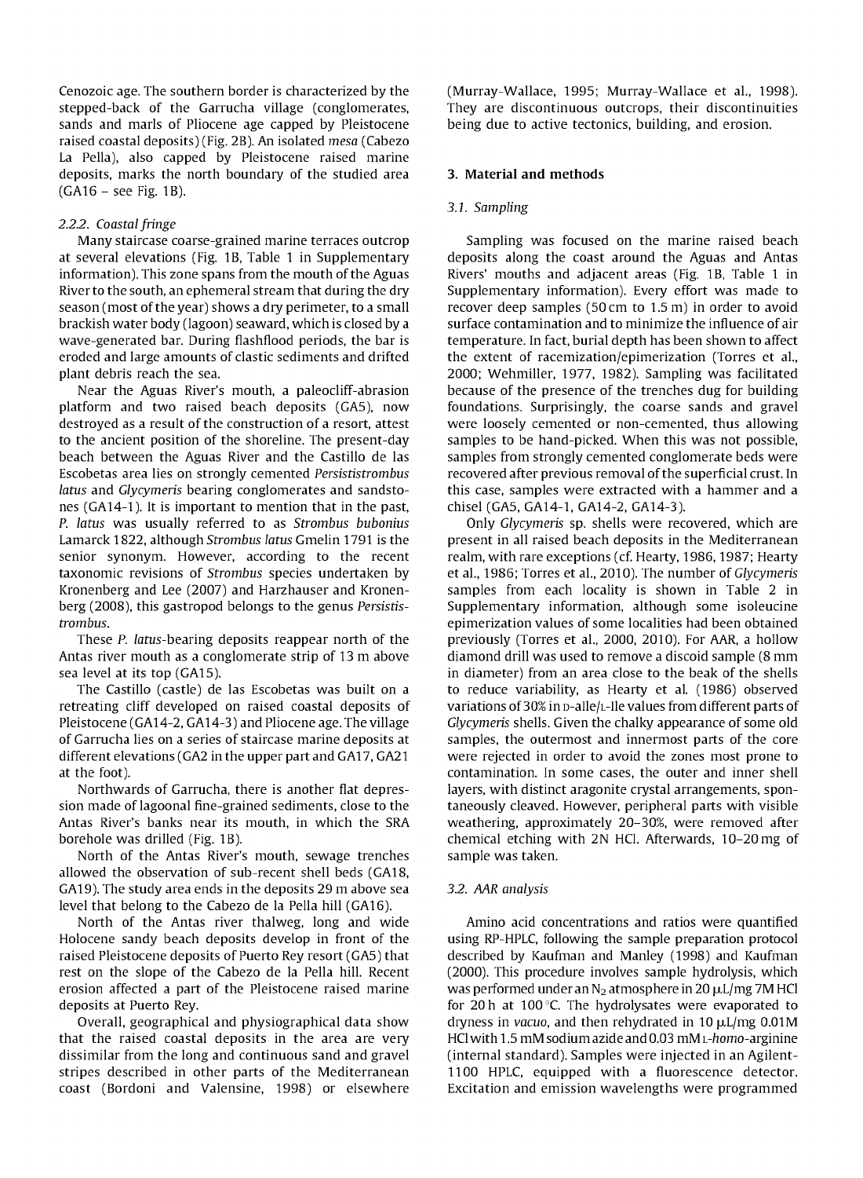Cenozoic age. The southern border is characterized by the stepped-back of the Garrucha village (conglomerates, sands and marls of Pliocene age capped by Pleistocene raised coastal deposits) (Fig. 2B). An isolated *mesa* (Cabezo La Pella), also capped by Pleistocene raised marine deposits, marks the north boundary of the studied area (GA16 – see Fig. 1B).

#### 2.2.2. Coastal fringe

Many staircase coarse-grained marine terraces outcrop at several elevations (Fig. 1B, Table 1 in Supplementary information). This zone spans from the mouth of the Aguas River to the south, an ephemeral stream that during the dry season (most of the year) shows a dry perimeter, to a small brackish water body (lagoon) seaward, which is closed by a wave-generated bar. During flashflood periods, the bar is eroded and large amounts of clastic sediments and drifted plant debris reach the sea.

Near the Aguas River's mouth, a paleocliff-abrasion platform and two raised beach deposits (GA5), now destroyed as a result of the construction of a resort, attest to the ancient position of the shoreline. The present-day beach between the Aguas River and the Castillo de las Escobetas area lies on strongly cemented *Persististrombus latus* and *Glycymeris* bearing conglomerates and sandstones (GA14-1). It is important to mention that in the past, *P. latus* was usually referred to as *Strombus bubonius* Lamarck 1822, although *Strombus latus* Gmelin 1791 is the senior synonym. However, according to the recent taxonomic revisions of *Strombus* species undertaken by Kronenberg and Lee (2007) and Harzhauser and Kronenberg (2008), this gastropod belongs to the genus *Persististrombus*.

These *P. latus*-bearing deposits reappear north of the Antas river mouth as a conglomerate strip of 13 m above sea level at its top (GA15).

The Castillo (castle) de las Escobetas was built on a retreating cliff developed on raised coastal deposits of Pleistocene (GA14-2, GA14-3) and Pliocene age. The village of Garrucha lies on a series of staircase marine deposits at different elevations (GA2 in the upper part and GA17, GA21 at the foot).

Northwards of Garrucha, there is another flat depression made of lagoonal fine-grained sediments, close to the Antas River's banks near its mouth, in which the SRA borehole was drilled (Fig. 1B).

North of the Antas River's mouth, sewage trenches allowed the observation of sub-recent shell beds (GA18, GA19). The study area ends in the deposits 29 m above sea level that belong to the Cabezo de la Pella hill (GA16).

North of the Antas river thalweg, long and wide Holocene sandy beach deposits develop in front of the raised Pleistocene deposits of Puerto Rey resort (GA5) that rest on the slope of the Cabezo de la Pella hill. Recent erosion affected a part of the Pleistocene raised marine deposits at Puerto Rey.

Overall, geographical and physiographical data show that the raised coastal deposits in the area are very dissimilar from the long and continuous sand and gravel stripes described in other parts of the Mediterranean coast (Bordoni and Valensine, 1998) or elsewhere (Murray-Wallace, 1995; Murray-Wallace et al., 1998). They are discontinuous outcrops, their discontinuities being due to active tectonics, building, and erosion.

## 3. Material and methods

### 3.1. Sampling

Sampling was focused on the marine raised beach deposits along the coast around the Aguas and Antas Rivers' mouths and adjacent areas (Fig. 1B, Table 1 in Supplementary information). Every effort was made to recover deep samples (50 cm to 1.5 m) in order to avoid surface contamination and to minimize the influence of air temperature. In fact, burial depth has been shown to affect the extent of racemization/epimerization (Torres et al., 2000; Wehmiller, 1977, 1982). Sampling was facilitated because of the presence of the trenches dug for building foundations. Surprisingly, the coarse sands and gravel were loosely cemented or non-cemented, thus allowing samples to be hand-picked. When this was not possible, samples from strongly cemented conglomerate beds were recovered after previous removal of the superficial crust. In this case, samples were extracted with a hammer and a chisel (GA5, GA14-1, GA14-2, GA14-3).

Only *Glycymeris* sp. shells were recovered, which are present in all raised beach deposits in the Mediterranean realm, with rare exceptions (cf. Hearty, 1986, 1987; Hearty et al., 1986; Torres et al., 2010). The number of *Glycymeris* samples from each locality is shown in Table 2 in Supplementary information, although some isoleucine epimerization values of some localities had been obtained previously (Torres et al., 2000, 2010). For AAR, a hollow diamond drill was used to remove a discoid sample (8 mm in diameter) from an area close to the beak of the shells to reduce variability, as Hearty et al. (1986) observed variations of 30% in D-alle/L-Ile values from different parts of *Glycymeris* shells. Given the chalky appearance of some old samples, the outermost and innermost parts of the core were rejected in order to avoid the zones most prone to contamination. In some cases, the outer and inner shell layers, with distinct aragonite crystal arrangements, spontaneously cleaved. However, peripheral parts with visible weathering, approximately 20–30%, were removed after chemical etching with 2N HCl. Afterwards, 10–20 mg of sample was taken.

### 3.2. AAR analysis

Amino acid concentrations and ratios were quantified using RP-HPLC, following the sample preparation protocol described by Kaufman and Manley (1998) and Kaufman (2000). This procedure involves sample hydrolysis, which was performed under an $N_2$ atmosphere in 20 μL/mg 7M HCl for 20 h at 100 °C. The hydrolysates were evaporated to dryness in *vacuo*, and then rehydrated in 10 μL/mg 0.01M HCl with 1.5 mM sodium azide and 0.03 mM L-*homo*-arginine (internal standard). Samples were injected in an Agilent-1100 HPLC, equipped with a fluorescence detector. Excitation and emission wavelengths were programmed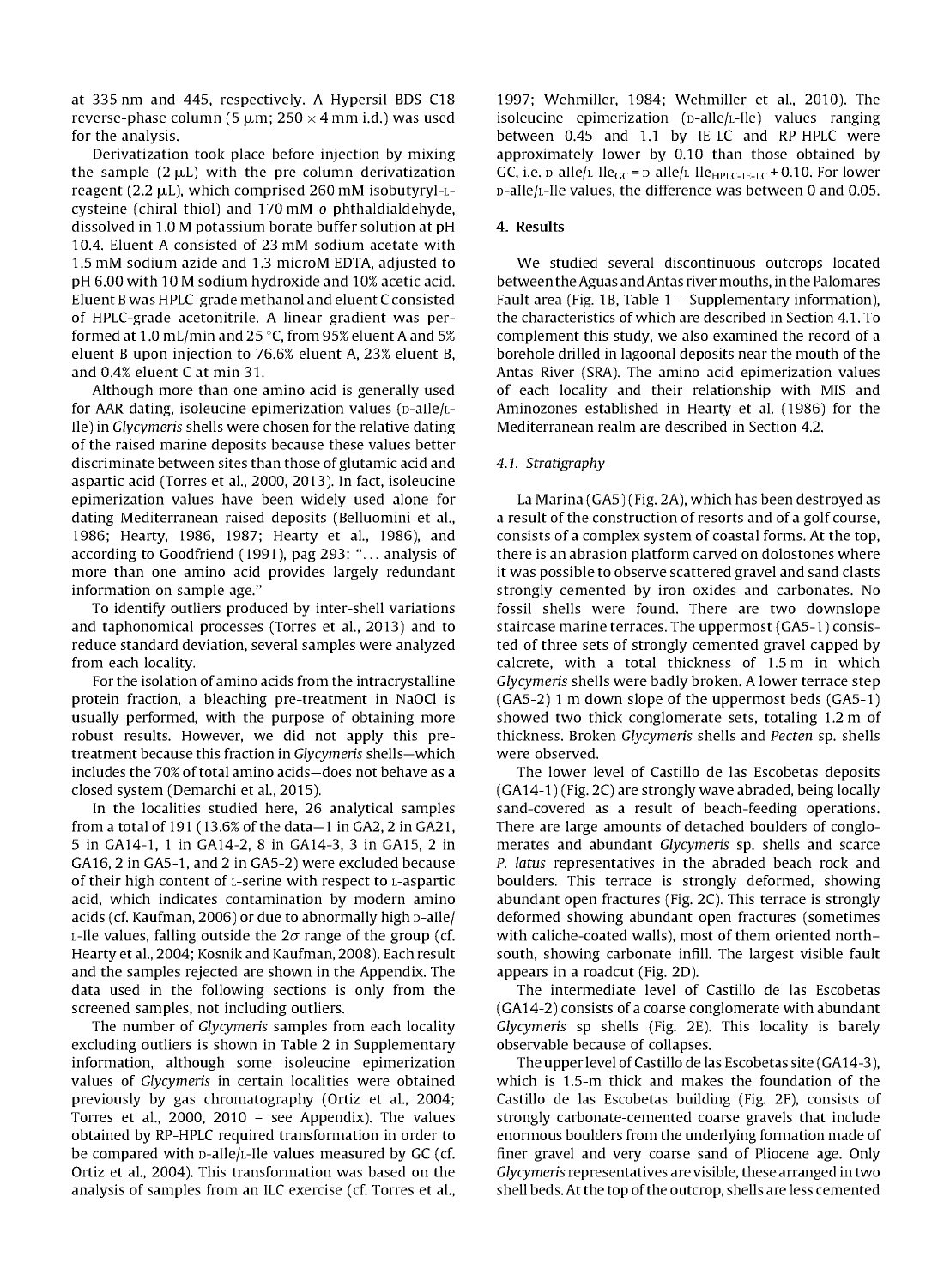at 335 nm and 445, respectively. A Hypersil BDS C18 reverse-phase column (5 μm; 250 × 4 mm i.d.) was used for the analysis.

Derivatization took place before injection by mixing the sample (2 μL) with the pre-column derivatization reagent (2.2 μL), which comprised 260 mM isobutyryl-L-cysteine (chiral thiol) and 170 mM o-phthaldialdehyde, dissolved in 1.0 M potassium borate buffer solution at pH 10.4. Eluent A consisted of 23 mM sodium acetate with 1.5 mM sodium azide and 1.3 microM EDTA, adjusted to pH 6.00 with 10 M sodium hydroxide and 10% acetic acid. Eluent B was HPLC-grade methanol and eluent C consisted of HPLC-grade acetonitrile. A linear gradient was performed at 1.0 mL/min and 25 °C, from 95% eluent A and 5% eluent B upon injection to 76.6% eluent A, 23% eluent B, and 0.4% eluent C at min 31.

Although more than one amino acid is generally used for AAR dating, isoleucine epimerization values (D-alle/L-Ile) in *Glycymeris* shells were chosen for the relative dating of the raised marine deposits because these values better discriminate between sites than those of glutamic acid and aspartic acid (Torres et al., 2000, 2013). In fact, isoleucine epimerization values have been widely used alone for dating Mediterranean raised deposits (Belluomini et al., 1986; Hearty, 1986, 1987; Hearty et al., 1986), and according to Goodfriend (1991), pag 293: "... analysis of more than one amino acid provides largely redundant information on sample age."

To identify outliers produced by inter-shell variations and taphonomical processes (Torres et al., 2013) and to reduce standard deviation, several samples were analyzed from each locality.

For the isolation of amino acids from the intracrystalline protein fraction, a bleaching pre-treatment in NaOCl is usually performed, with the purpose of obtaining more robust results. However, we did not apply this pre-treatment because this fraction in *Glycymeris* shells—which includes the 70% of total amino acids—does not behave as a closed system (Demarchi et al., 2015).

In the localities studied here, 26 analytical samples from a total of 191 (13.6% of the data—1 in GA2, 2 in GA21, 5 in GA14-1, 1 in GA14-2, 8 in GA14-3, 3 in GA15, 2 in GA16, 2 in GA5-1, and 2 in GA5-2) were excluded because of their high content of L-serine with respect to L-aspartic acid, which indicates contamination by modern amino acids (cf. Kaufman, 2006) or due to abnormally high D-alle/L-Ile values, falling outside the 2$\sigma$ range of the group (cf. Hearty et al., 2004; Kosnik and Kaufman, 2008). Each result and the samples rejected are shown in the Appendix. The data used in the following sections is only from the screened samples, not including outliers.

The number of *Glycymeris* samples from each locality excluding outliers is shown in Table 2 in Supplementary information, although some isoleucine epimerization values of *Glycymeris* in certain localities were obtained previously by gas chromatography (Ortiz et al., 2004; Torres et al., 2000, 2010 – see Appendix). The values obtained by RP-HPLC required transformation in order to be compared with D-alle/L-Ile values measured by GC (cf. Ortiz et al., 2004). This transformation was based on the analysis of samples from an ILC exercise (cf. Torres et al., 1997; Wehmiller, 1984; Wehmiller et al., 2010). The isoleucine epimerization (D-alle/L-Ile) values ranging between 0.45 and 1.1 by IE-LC and RP-HPLC were approximately lower by 0.10 than those obtained by GC, i.e. $\text{D-alle/L-Ile}_{GC} = \text{D-alle/L-Ile}_{HPLC\text{-}IE\text{-}LC} + 0.10$. For lower D-alle/L-Ile values, the difference was between 0 and 0.05.

## 4. Results

We studied several discontinuous outcrops located between the Aguas and Antas river mouths, in the Palomares Fault area (Fig. 1B, Table 1 – Supplementary information), the characteristics of which are described in Section 4.1. To complement this study, we also examined the record of a borehole drilled in lagoonal deposits near the mouth of the Antas River (SRA). The amino acid epimerization values of each locality and their relationship with MIS and Aminozones established in Hearty et al. (1986) for the Mediterranean realm are described in Section 4.2.

### 4.1. Stratigraphy

La Marina (GA5) (Fig. 2A), which has been destroyed as a result of the construction of resorts and of a golf course, consists of a complex system of coastal forms. At the top, there is an abrasion platform carved on dolostones where it was possible to observe scattered gravel and sand clasts strongly cemented by iron oxides and carbonates. No fossil shells were found. There are two downslope staircase marine terraces. The uppermost (GA5-1) consisted of three sets of strongly cemented gravel capped by calcrete, with a total thickness of 1.5 m in which *Glycymeris* shells were badly broken. A lower terrace step (GA5-2) 1 m down slope of the uppermost beds (GA5-1) showed two thick conglomerate sets, totaling 1.2 m of thickness. Broken *Glycymeris* shells and *Pecten* sp. shells were observed.

The lower level of Castillo de las Escobetas deposits (GA14-1) (Fig. 2C) are strongly wave abraded, being locally sand-covered as a result of beach-feeding operations. There are large amounts of detached boulders of conglomerates and abundant *Glycymeris* sp. shells and scarce *P. latus* representatives in the abraded beach rock and boulders. This terrace is strongly deformed, showing abundant open fractures (Fig. 2C). This terrace is strongly deformed showing abundant open fractures (sometimes with caliche-coated walls), most of them oriented north–south, showing carbonate infill. The largest visible fault appears in a roadcut (Fig. 2D).

The intermediate level of Castillo de las Escobetas (GA14-2) consists of a coarse conglomerate with abundant *Glycymeris* sp shells (Fig. 2E). This locality is barely observable because of collapses.

The upper level of Castillo de las Escobetas site (GA14-3), which is 1.5-m thick and makes the foundation of the Castillo de las Escobetas building (Fig. 2F), consists of strongly carbonate-cemented coarse gravels that include enormous boulders from the underlying formation made of finer gravel and very coarse sand of Pliocene age. Only *Glycymeris* representatives are visible, these arranged in two shell beds. At the top of the outcrop, shells are less cemented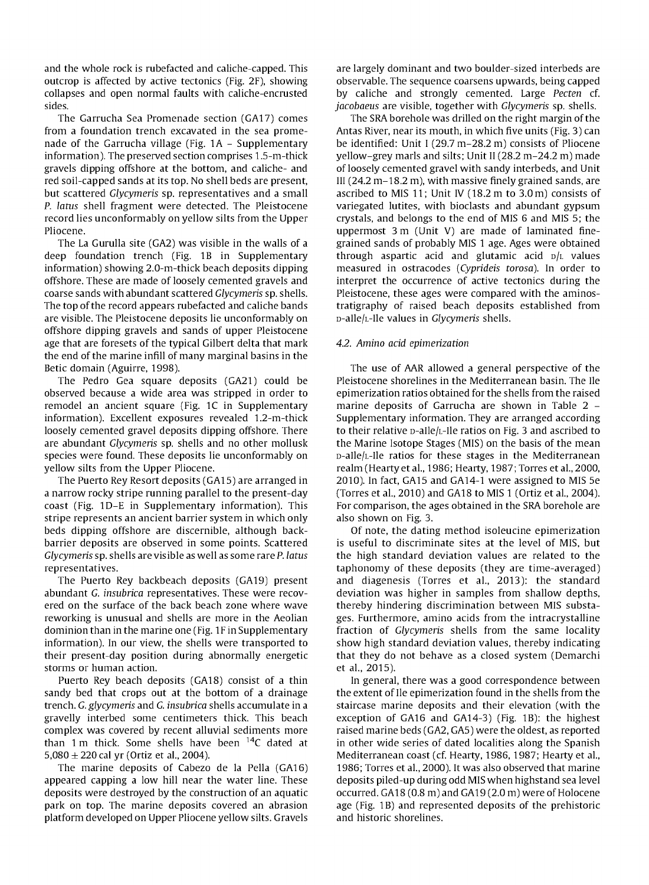and the whole rock is rubefacted and caliche-capped. This outcrop is affected by active tectonics (Fig. 2F), showing collapses and open normal faults with caliche-encrusted sides.

The Garrucha Sea Promenade section (GA17) comes from a foundation trench excavated in the sea promenade of the Garrucha village (Fig. 1A – Supplementary information). The preserved section comprises 1.5-m-thick gravels dipping offshore at the bottom, and caliche- and red soil-capped sands at its top. No shell beds are present, but scattered *Glycymeris* sp. representatives and a small *P. latus* shell fragment were detected. The Pleistocene record lies unconformably on yellow silts from the Upper Pliocene.

The La Gurulla site (GA2) was visible in the walls of a deep foundation trench (Fig. 1B in Supplementary information) showing 2.0-m-thick beach deposits dipping offshore. These are made of loosely cemented gravels and coarse sands with abundant scattered *Glycymeris* sp. shells. The top of the record appears rubefacted and caliche bands are visible. The Pleistocene deposits lie unconformably on offshore dipping gravels and sands of upper Pleistocene age that are foresets of the typical Gilbert delta that mark the end of the marine infill of many marginal basins in the Betic domain (Aguirre, 1998).

The Pedro Gea square deposits (GA21) could be observed because a wide area was stripped in order to remodel an ancient square (Fig. 1C in Supplementary information). Excellent exposures revealed 1.2-m-thick loosely cemented gravel deposits dipping offshore. There are abundant *Glycymeris* sp. shells and no other mollusk species were found. These deposits lie unconformably on yellow silts from the Upper Pliocene.

The Puerto Rey Resort deposits (GA15) are arranged in a narrow rocky stripe running parallel to the present-day coast (Fig. 1D–E in Supplementary information). This stripe represents an ancient barrier system in which only beds dipping offshore are discernible, although back-barrier deposits are observed in some points. Scattered *Glycymeris* sp. shells are visible as well as some rare *P. latus* representatives.

The Puerto Rey backbeach deposits (GA19) present abundant *G. insubrica* representatives. These were recovered on the surface of the back beach zone where wave reworking is unusual and shells are more in the Aeolian dominion than in the marine one (Fig. 1F in Supplementary information). In our view, the shells were transported to their present-day position during abnormally energetic storms or human action.

Puerto Rey beach deposits (GA18) consist of a thin sandy bed that crops out at the bottom of a drainage trench. *G. glycymeris* and *G. insubrica* shells accumulate in a gravelly interbed some centimeters thick. This beach complex was covered by recent alluvial sediments more than 1 m thick. Some shells have been $^{14}C$ dated at $5{,}080 \pm 220$ cal yr (Ortiz et al., 2004).

The marine deposits of Cabezo de la Pella (GA16) appeared capping a low hill near the water line. These deposits were destroyed by the construction of an aquatic park on top. The marine deposits covered an abrasion platform developed on Upper Pliocene yellow silts. Gravels are largely dominant and two boulder-sized interbeds are observable. The sequence coarsens upwards, being capped by caliche and strongly cemented. Large *Pecten* cf. *jacobaeus* are visible, together with *Glycymeris* sp. shells.

The SRA borehole was drilled on the right margin of the Antas River, near its mouth, in which five units (Fig. 3) can be identified: Unit I (29.7 m–28.2 m) consists of Pliocene yellow–grey marls and silts; Unit II (28.2 m–24.2 m) made of loosely cemented gravel with sandy interbeds, and Unit III (24.2 m–18.2 m), with massive finely grained sands, are ascribed to MIS 11; Unit IV (18.2 m to 3.0 m) consists of variegated lutites, with bioclasts and abundant gypsum crystals, and belongs to the end of MIS 6 and MIS 5; the uppermost 3 m (Unit V) are made of laminated fine-grained sands of probably MIS 1 age. Ages were obtained through aspartic acid and glutamic acid D/L values measured in ostracodes (*Cyprideis torosa*). In order to interpret the occurrence of active tectonics during the Pleistocene, these ages were compared with the aminostratigraphy of raised beach deposits established from D-alle/L-Ile values in *Glycymeris* shells.

### 4.2. Amino acid epimerization

The use of AAR allowed a general perspective of the Pleistocene shorelines in the Mediterranean basin. The Ile epimerization ratios obtained for the shells from the raised marine deposits of Garrucha are shown in Table 2 – Supplementary information. They are arranged according to their relative D-alle/L-Ile ratios on Fig. 3 and ascribed to the Marine Isotope Stages (MIS) on the basis of the mean D-alle/L-Ile ratios for these stages in the Mediterranean realm (Hearty et al., 1986; Hearty, 1987; Torres et al., 2000, 2010). In fact, GA15 and GA14-1 were assigned to MIS 5e (Torres et al., 2010) and GA18 to MIS 1 (Ortiz et al., 2004). For comparison, the ages obtained in the SRA borehole are also shown on Fig. 3.

Of note, the dating method isoleucine epimerization is useful to discriminate sites at the level of MIS, but the high standard deviation values are related to the taphonomy of these deposits (they are time-averaged) and diagenesis (Torres et al., 2013): the standard deviation was higher in samples from shallow depths, thereby hindering discrimination between MIS substages. Furthermore, amino acids from the intracrystalline fraction of *Glycymeris* shells from the same locality show high standard deviation values, thereby indicating that they do not behave as a closed system (Demarchi et al., 2015).

In general, there was a good correspondence between the extent of Ile epimerization found in the shells from the staircase marine deposits and their elevation (with the exception of GA16 and GA14-3) (Fig. 1B): the highest raised marine beds (GA2, GA5) were the oldest, as reported in other wide series of dated localities along the Spanish Mediterranean coast (cf. Hearty, 1986, 1987; Hearty et al., 1986; Torres et al., 2000). It was also observed that marine deposits piled-up during odd MIS when highstand sea level occurred. GA18 (0.8 m) and GA19 (2.0 m) were of Holocene age (Fig. 1B) and represented deposits of the prehistoric and historic shorelines.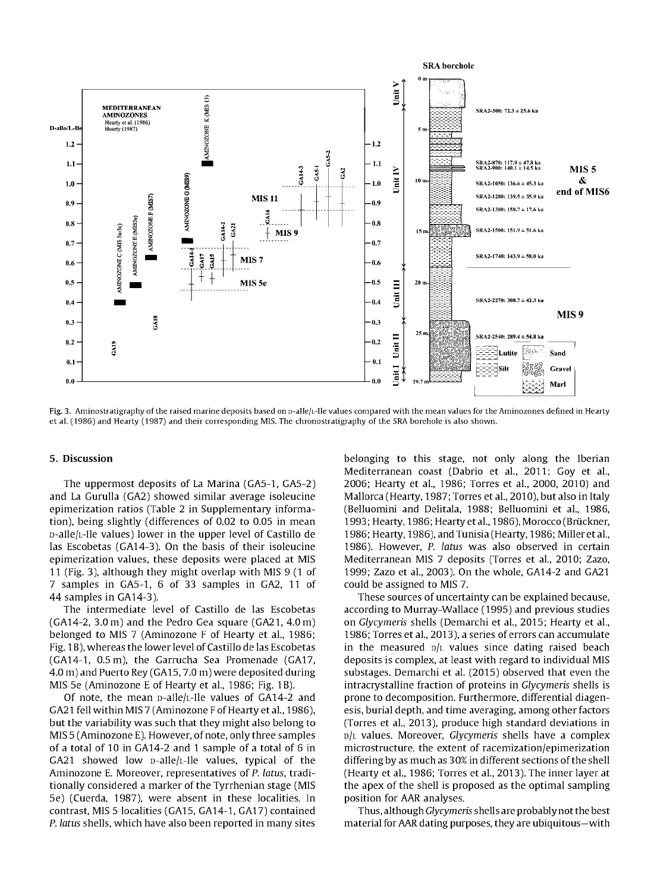Fig. 3. Aminostratigraphy of the raised marine deposits based on D-alle/L-Ile values compared with the mean values for the Aminozones defined in Hearty et al. (1986) and Hearty (1987) and their corresponding MIS. The chronostratigraphy of the SRA borehole is also shown.

## 5. Discussion

The uppermost deposits of La Marina (GA5-1, GA5-2) and La Gurulla (GA2) showed similar average isoleucine epimerization ratios (Table 2 in Supplementary information), being slightly (differences of 0.02 to 0.05 in mean D-alle/L-Ile values) lower in the upper level of Castillo de las Escobetas (GA14-3). On the basis of their isoleucine epimerization values, these deposits were placed at MIS 11 (Fig. 3), although they might overlap with MIS 9 (1 of 7 samples in GA5-1, 6 of 33 samples in GA2, 11 of 44 samples in GA14-3).

The intermediate level of Castillo de las Escobetas (GA14-2, 3.0 m) and the Pedro Gea square (GA21, 4.0 m) belonged to MIS 7 (Aminozone F of Hearty et al., 1986; Fig. 1B), whereas the lower level of Castillo de las Escobetas (GA14-1, 0.5 m), the Garrucha Sea Promenade (GA17, 4.0 m) and Puerto Rey (GA15, 7.0 m) were deposited during MIS 5e (Aminozone E of Hearty et al., 1986; Fig. 1B).

Of note, the mean D-alle/L-Ile values of GA14-2 and GA21 fell within MIS 7 (Aminozone F of Hearty et al., 1986), but the variability was such that they might also belong to MIS 5 (Aminozone E). However, of note, only three samples of a total of 10 in GA14-2 and 1 sample of a total of 6 in GA21 showed low D-alle/L-Ile values, typical of the Aminozone E. Moreover, representatives of *P. latus*, traditionally considered a marker of the Tyrrhenian stage (MIS 5e) (Cuerda, 1987), were absent in these localities. In contrast, MIS 5 localities (GA15, GA14-1, GA17) contained *P. latus* shells, which have also been reported in many sites belonging to this stage, not only along the Iberian Mediterranean coast (Dabrio et al., 2011; Goy et al., 2006; Hearty et al., 1986; Torres et al., 2000, 2010) and Mallorca (Hearty, 1987; Torres et al., 2010), but also in Italy (Belluomini and Delitala, 1988; Belluomini et al., 1986, 1993; Hearty, 1986; Hearty et al., 1986), Morocco (Brückner, 1986; Hearty, 1986), and Tunisia (Hearty, 1986; Miller et al., 1986). However, *P. latus* was also observed in certain Mediterranean MIS 7 deposits (Torres et al., 2010; Zazo, 1999; Zazo et al., 2003). On the whole, GA14-2 and GA21 could be assigned to MIS 7.

These sources of uncertainty can be explained because, according to Murray-Wallace (1995) and previous studies on *Glycymeris* shells (Demarchi et al., 2015; Hearty et al., 1986; Torres et al., 2013), a series of errors can accumulate in the measured D/L values since dating raised beach deposits is complex, at least with regard to individual MIS substages. Demarchi et al. (2015) observed that even the intracrystalline fraction of proteins in *Glycymeris* shells is prone to decomposition. Furthermore, differential diagenesis, burial depth, and time averaging, among other factors (Torres et al., 2013), produce high standard deviations in D/L values. Moreover, *Glycymeris* shells have a complex microstructure, the extent of racemization/epimerization differing by as much as 30% in different sections of the shell (Hearty et al., 1986; Torres et al., 2013). The inner layer at the apex of the shell is proposed as the optimal sampling position for AAR analyses.

Thus, although *Glycymeris* shells are probably not the best material for AAR dating purposes, they are ubiquitous—with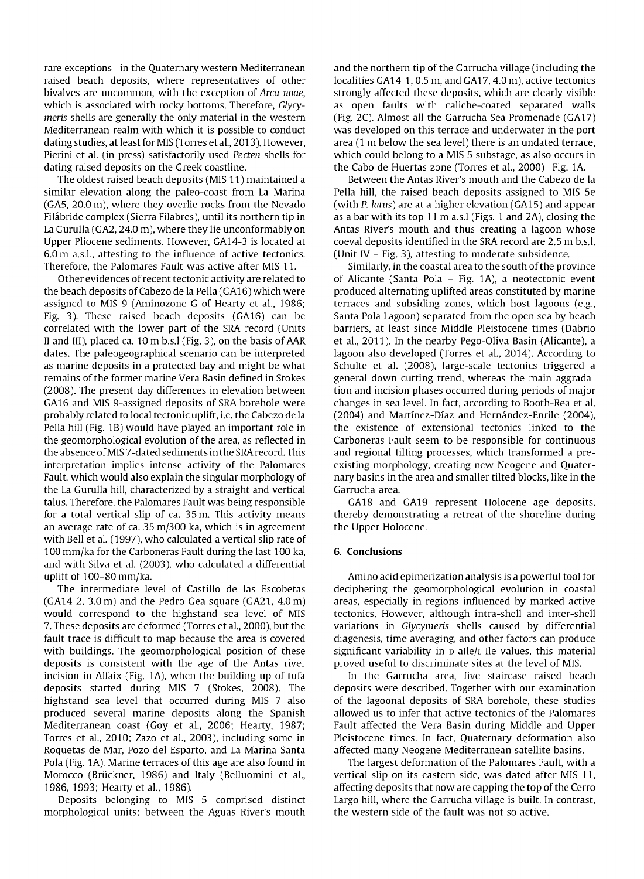rare exceptions—in the Quaternary western Mediterranean raised beach deposits, where representatives of other bivalves are uncommon, with the exception of *Arca noae*, which is associated with rocky bottoms. Therefore, *Glycymeris* shells are generally the only material in the western Mediterranean realm with which it is possible to conduct dating studies, at least for MIS (Torres et al., 2013). However, Pierini et al. (in press) satisfactorily used *Pecten* shells for dating raised deposits on the Greek coastline.

The oldest raised beach deposits (MIS 11) maintained a similar elevation along the paleo-coast from La Marina (GA5, 20.0 m), where they overlie rocks from the Nevado Filábride complex (Sierra Filabres), until its northern tip in La Gurulla (GA2, 24.0 m), where they lie unconformably on Upper Pliocene sediments. However, GA14-3 is located at 6.0 m a.s.l., attesting to the influence of active tectonics. Therefore, the Palomares Fault was active after MIS 11.

Other evidences of recent tectonic activity are related to the beach deposits of Cabezo de la Pella (GA16) which were assigned to MIS 9 (Aminozone G of Hearty et al., 1986; Fig. 3). These raised beach deposits (GA16) can be correlated with the lower part of the SRA record (Units II and III), placed ca. 10 m b.s.l (Fig. 3), on the basis of AAR dates. The paleogeographical scenario can be interpreted as marine deposits in a protected bay and might be what remains of the former marine Vera Basin defined in Stokes (2008). The present-day differences in elevation between GA16 and MIS 9-assigned deposits of SRA borehole were probably related to local tectonic uplift, i.e. the Cabezo de la Pella hill (Fig. 1B) would have played an important role in the geomorphological evolution of the area, as reflected in the absence of MIS 7-dated sediments in the SRA record. This interpretation implies intense activity of the Palomares Fault, which would also explain the singular morphology of the La Gurulla hill, characterized by a straight and vertical talus. Therefore, the Palomares Fault was being responsible for a total vertical slip of ca. 35 m. This activity means an average rate of ca. 35 m/300 ka, which is in agreement with Bell et al. (1997), who calculated a vertical slip rate of 100 mm/ka for the Carboneras Fault during the last 100 ka, and with Silva et al. (2003), who calculated a differential uplift of 100–80 mm/ka.

The intermediate level of Castillo de las Escobetas (GA14-2, 3.0 m) and the Pedro Gea square (GA21, 4.0 m) would correspond to the highstand sea level of MIS 7. These deposits are deformed (Torres et al., 2000), but the fault trace is difficult to map because the area is covered with buildings. The geomorphological position of these deposits is consistent with the age of the Antas river incision in Alfaix (Fig. 1A), when the building up of tufa deposits started during MIS 7 (Stokes, 2008). The highstand sea level that occurred during MIS 7 also produced several marine deposits along the Spanish Mediterranean coast (Goy et al., 2006; Hearty, 1987; Torres et al., 2010; Zazo et al., 2003), including some in Roquetas de Mar, Pozo del Esparto, and La Marina-Santa Pola (Fig. 1A). Marine terraces of this age are also found in Morocco (Brückner, 1986) and Italy (Belluomini et al., 1986, 1993; Hearty et al., 1986).

Deposits belonging to MIS 5 comprised distinct morphological units: between the Aguas River's mouth and the northern tip of the Garrucha village (including the localities GA14-1, 0.5 m, and GA17, 4.0 m), active tectonics strongly affected these deposits, which are clearly visible as open faults with caliche-coated separated walls (Fig. 2C). Almost all the Garrucha Sea Promenade (GA17) was developed on this terrace and underwater in the port area (1 m below the sea level) there is an undated terrace, which could belong to a MIS 5 substage, as also occurs in the Cabo de Huertas zone (Torres et al., 2000)—Fig. 1A.

Between the Antas River's mouth and the Cabezo de la Pella hill, the raised beach deposits assigned to MIS 5e (with *P. latus*) are at a higher elevation (GA15) and appear as a bar with its top 11 m a.s.l (Figs. 1 and 2A), closing the Antas River's mouth and thus creating a lagoon whose coeval deposits identified in the SRA record are 2.5 m b.s.l. (Unit IV – Fig. 3), attesting to moderate subsidence.

Similarly, in the coastal area to the south of the province of Alicante (Santa Pola – Fig. 1A), a neotectonic event produced alternating uplifted areas constituted by marine terraces and subsiding zones, which host lagoons (e.g., Santa Pola Lagoon) separated from the open sea by beach barriers, at least since Middle Pleistocene times (Dabrio et al., 2011). In the nearby Pego-Oliva Basin (Alicante), a lagoon also developed (Torres et al., 2014). According to Schulte et al. (2008), large-scale tectonics triggered a general down-cutting trend, whereas the main aggradation and incision phases occurred during periods of major changes in sea level. In fact, according to Booth-Rea et al. (2004) and Martínez-Díaz and Hernández-Enrile (2004), the existence of extensional tectonics linked to the Carboneras Fault seem to be responsible for continuous and regional tilting processes, which transformed a pre-existing morphology, creating new Neogene and Quaternary basins in the area and smaller tilted blocks, like in the Garrucha area.

GA18 and GA19 represent Holocene age deposits, thereby demonstrating a retreat of the shoreline during the Upper Holocene.

## 6. Conclusions

Amino acid epimerization analysis is a powerful tool for deciphering the geomorphological evolution in coastal areas, especially in regions influenced by marked active tectonics. However, although intra-shell and inter-shell variations in *Glycymeris* shells caused by differential diagenesis, time averaging, and other factors can produce significant variability in D-alle/L-Ile values, this material proved useful to discriminate sites at the level of MIS.

In the Garrucha area, five staircase raised beach deposits were described. Together with our examination of the lagoonal deposits of SRA borehole, these studies allowed us to infer that active tectonics of the Palomares Fault affected the Vera Basin during Middle and Upper Pleistocene times. In fact, Quaternary deformation also affected many Neogene Mediterranean satellite basins.

The largest deformation of the Palomares Fault, with a vertical slip on its eastern side, was dated after MIS 11, affecting deposits that now are capping the top of the Cerro Largo hill, where the Garrucha village is built. In contrast, the western side of the fault was not so active.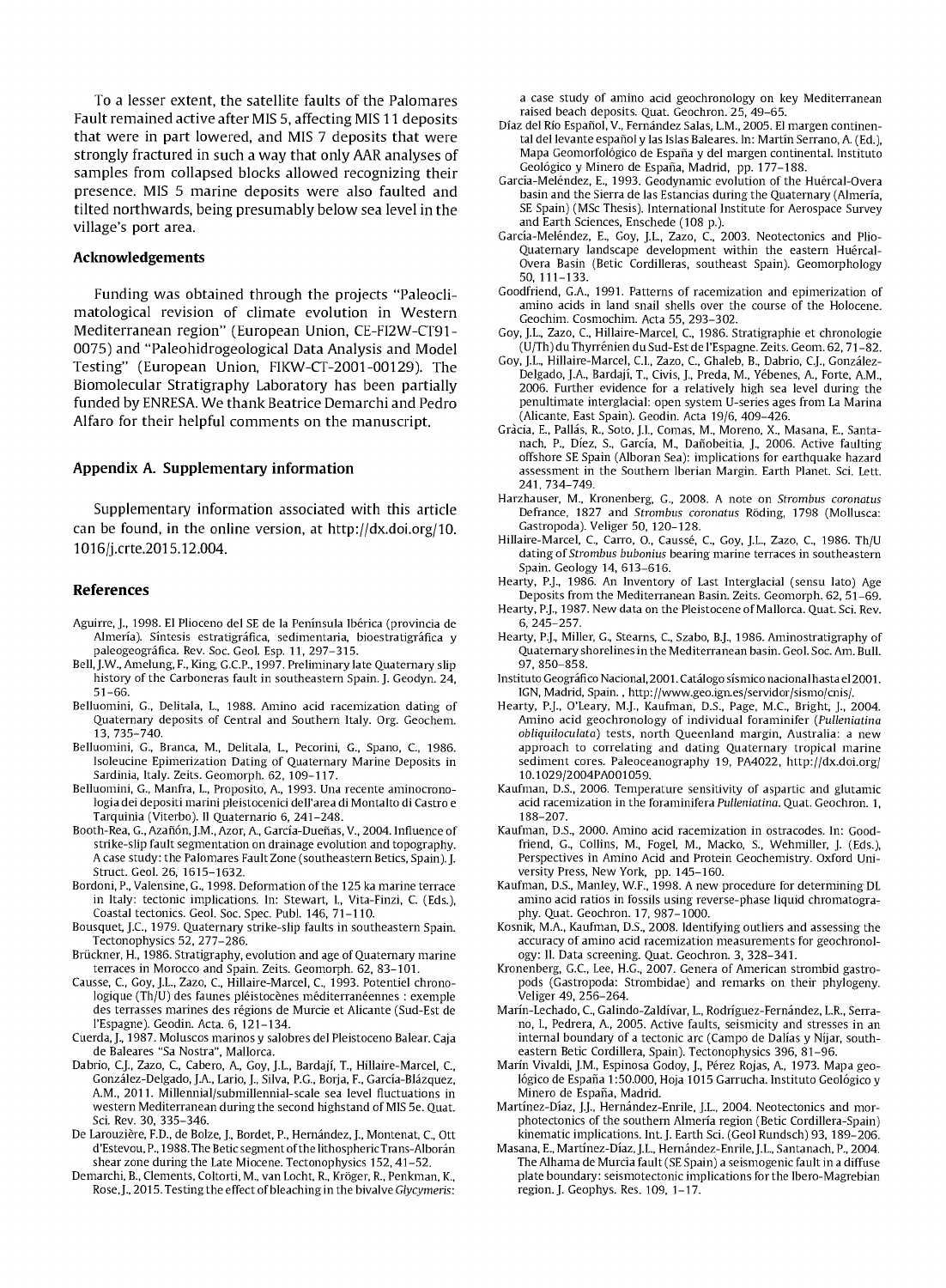To a lesser extent, the satellite faults of the Palomares Fault remained active after MIS 5, affecting MIS 11 deposits that were in part lowered, and MIS 7 deposits that were strongly fractured in such a way that only AAR analyses of samples from collapsed blocks allowed recognizing their presence. MIS 5 marine deposits were also faulted and tilted northwards, being presumably below sea level in the village's port area.

## Acknowledgements

Funding was obtained through the projects "Paleoclimatological revision of climate evolution in Western Mediterranean region" (European Union, CE-FI2W-CT91-0075) and "Paleohidrogeological Data Analysis and Model Testing" (European Union, FIKW-CT-2001-00129). The Biomolecular Stratigraphy Laboratory has been partially funded by ENRESA. We thank Beatrice Demarchi and Pedro Alfaro for their helpful comments on the manuscript.

## Appendix A. Supplementary information

Supplementary information associated with this article can be found, in the online version, at http://dx.doi.org/10.1016/j.crte.2015.12.004.

## References

Aguirre, J., 1998. El Plioceno del SE de la Península Ibérica (provincia de Almería). Síntesis estratigráfica, sedimentaria, bioestratigráfica y paleogeográfica. Rev. Soc. Geol. Esp. 11, 297–315.

Bell, J.W., Amelung, F., King, G.C.P., 1997. Preliminary late Quaternary slip history of the Carboneras fault in southeastern Spain. J. Geodyn. 24, 51–66.

Belluomini, G., Delitala, L., 1988. Amino acid racemization dating of Quaternary deposits of Central and Southern Italy. Org. Geochem. 13, 735–740.

Belluomini, G., Branca, M., Delitala, L., Pecorini, G., Spano, C., 1986. Isoleucine Epimerization Dating of Quaternary Marine Deposits in Sardinia, Italy. Zeits. Geomorph. 62, 109–117.

Belluomini, G., Manfra, L., Proposito, A., 1993. Una recente aminocronologia dei depositi marini pleistocenici dell'area di Montalto di Castro e Tarquinia (Viterbo). Il Quaternario 6, 241–248.

Booth-Rea, G., Azañón, J.M., Azor, A., García-Dueñas, V., 2004. Influence of strike-slip fault segmentation on drainage evolution and topography. A case study: the Palomares Fault Zone (southeastern Betics, Spain). J. Struct. Geol. 26, 1615–1632.

Bordoni, P., Valensine, G., 1998. Deformation of the 125 ka marine terrace in Italy: tectonic implications. In: Stewart, I., Vita-Finzi, C. (Eds.), Coastal tectonics. Geol. Soc. Spec. Publ. 146, 71–110.

Bousquet, J.C., 1979. Quaternary strike-slip faults in southeastern Spain. Tectonophysics 52, 277–286.

Brückner, H., 1986. Stratigraphy, evolution and age of Quaternary marine terraces in Morocco and Spain. Zeits. Geomorph. 62, 83–101.

Causse, C., Goy, J.L., Zazo, C., Hillaire-Marcel, C., 1993. Potentiel chronologique (Th/U) des faunes pléistocènes méditerranéennes : exemple des terrasses marines des régions de Murcie et Alicante (Sud-Est de l'Espagne). Geodin. Acta. 6, 121–134.

Cuerda, J., 1987. Moluscos marinos y salobres del Pleistoceno Balear. Caja de Baleares "Sa Nostra", Mallorca.

Dabrio, C.J., Zazo, C., Cabero, A., Goy, J.L., Bardají, T., Hillaire-Marcel, C., González-Delgado, J.A., Lario, J., Silva, P.G., Borja, F., García-Blázquez, A.M., 2011. Millennial/submillennial-scale sea level fluctuations in western Mediterranean during the second highstand of MIS 5e. Quat. Sci. Rev. 30, 335–346.

De Larouzière, F.D., de Bolze, J., Bordet, P., Hernández, J., Montenat, C., Ott d'Estevou, P., 1988. The Betic segment of the lithospheric Trans-Alborán shear zone during the Late Miocene. Tectonophysics 152, 41–52.

Demarchi, B., Clements, Coltorti, M., van Locht, R., Kröger, R., Penkman, K., Rose, J., 2015. Testing the effect of bleaching in the bivalve *Glycymeris*: a case study of amino acid geochronology on key Mediterranean raised beach deposits. Quat. Geochron. 25, 49–65.

Díaz del Río Español, V., Fernández Salas, L.M., 2005. El margen continental del levante español y las Islas Baleares. In: Martín Serrano, A. (Ed.), Mapa Geomorfológico de España y del margen continental. Instituto Geológico y Minero de España, Madrid, pp. 177–188.

García-Meléndez, E., 1993. Geodynamic evolution of the Huércal-Overa basin and the Sierra de las Estancias during the Quaternary (Almería, SE Spain) (MSc Thesis). International Institute for Aerospace Survey and Earth Sciences, Enschede (108 p.).

García-Meléndez, E., Goy, J.L., Zazo, C., 2003. Neotectonics and Plio-Quaternary landscape development within the eastern Huércal-Overa Basin (Betic Cordilleras, southeast Spain). Geomorphology 50, 111–133.

Goodfriend, G.A., 1991. Patterns of racemization and epimerization of amino acids in land snail shells over the course of the Holocene. Geochim. Cosmochim. Acta 55, 293–302.

Goy, J.L., Zazo, C., Hillaire-Marcel, C., 1986. Stratigraphie et chronologie (U/Th) du Thyrrénien du Sud-Est de l'Espagne. Zeits. Geom. 62, 71–82.

Goy, J.L., Hillaire-Marcel, C.I., Zazo, C., Ghaleb, B., Dabrio, C.J., González-Delgado, J.A., Bardají, T., Civis, J., Preda, M., Yébenes, A., Forte, A.M., 2006. Further evidence for a relatively high sea level during the penultimate interglacial: open system U-series ages from La Marina (Alicante, East Spain). Geodin. Acta 19/6, 409–426.

Gràcia, E., Pallás, R., Soto, J.I., Comas, M., Moreno, X., Masana, E., Santanach, P., Díez, S., García, M., Dañobeitia, J., 2006. Active faulting offshore SE Spain (Alboran Sea): implications for earthquake hazard assessment in the Southern Iberian Margin. Earth Planet. Sci. Lett. 241, 734–749.

Harzhauser, M., Kronenberg, G., 2008. A note on *Strombus coronatus* Defrance, 1827 and *Strombus coronatus* Röding, 1798 (Mollusca: Gastropoda). Veliger 50, 120–128.

Hillaire-Marcel, C., Carro, O., Caussé, C., Goy, J.L., Zazo, C., 1986. Th/U dating of *Strombus bubonius* bearing marine terraces in southeastern Spain. Geology 14, 613–616.

Hearty, P.J., 1986. An Inventory of Last Interglacial (sensu lato) Age Deposits from the Mediterranean Basin. Zeits. Geomorph. 62, 51–69.

Hearty, P.J., 1987. New data on the Pleistocene of Mallorca. Quat. Sci. Rev. 6, 245–257.

Hearty, P.J., Miller, G., Stearns, C., Szabo, B.J., 1986. Aminostratigraphy of Quaternary shorelines in the Mediterranean basin. Geol. Soc. Am. Bull. 97, 850–858.

Instituto Geográfico Nacional, 2001. Catálogo sísmico nacional hasta el 2001. IGN, Madrid, Spain. , http://www.geo.ign.es/servidor/sismo/cnis/.

Hearty, P.J., O'Leary, M.J., Kaufman, D.S., Page, M.C., Bright, J., 2004. Amino acid geochronology of individual foraminifer (*Pulleniatina obliquiloculata*) tests, north Queensland margin, Australia: a new approach to correlating and dating Quaternary tropical marine sediment cores. Paleoceanography 19, PA4022, http://dx.doi.org/10.1029/2004PA001059.

Kaufman, D.S., 2006. Temperature sensitivity of aspartic and glutamic acid racemization in the foraminifera *Pulleniatina*. Quat. Geochron. 1, 188–207.

Kaufman, D.S., 2000. Amino acid racemization in ostracodes. In: Goodfriend, G., Collins, M., Fogel, M., Macko, S., Wehmiller, J. (Eds.), Perspectives in Amino Acid and Protein Geochemistry. Oxford University Press, New York, pp. 145–160.

Kaufman, D.S., Manley, W.F., 1998. A new procedure for determining DL amino acid ratios in fossils using reverse-phase liquid chromatography. Quat. Geochron. 17, 987–1000.

Kosnik, M.A., Kaufman, D.S., 2008. Identifying outliers and assessing the accuracy of amino acid racemization measurements for geochronology: II. Data screening. Quat. Geochron. 3, 328–341.

Kronenberg, G.C., Lee, H.G., 2007. Genera of American strombid gastropods (Gastropoda: Strombidae) and remarks on their phylogeny. Veliger 49, 256–264.

Marín-Lechado, C., Galindo-Zaldívar, L., Rodríguez-Fernández, L.R., Serrano, I., Pedrera, A., 2005. Active faults, seismicity and stresses in an internal boundary of a tectonic arc (Campo de Dalías y Níjar, southeastern Betic Cordillera, Spain). Tectonophysics 396, 81–96.

Marín Vivaldi, J.M., Espinosa Godoy, J., Pérez Rojas, A., 1973. Mapa geológico de España 1:50.000, Hoja 1015 Garrucha. Instituto Geológico y Minero de España, Madrid.

Martínez-Díaz, J.J., Hernández-Enrile, J.L., 2004. Neotectonics and morphotectonics of the southern Almería region (Betic Cordillera-Spain) kinematic implications. Int. J. Earth Sci. (Geol Rundsch) 93, 189–206.

Masana, E., Martínez-Díaz, J.J., Hernández-Enrile, J.L., Santanach, P., 2004. The Alhama de Murcia fault (SE Spain) a seismogenic fault in a diffuse plate boundary: seismotectonic implications for the Ibero-Magrebian region. J. Geophys. Res. 109, 1–17.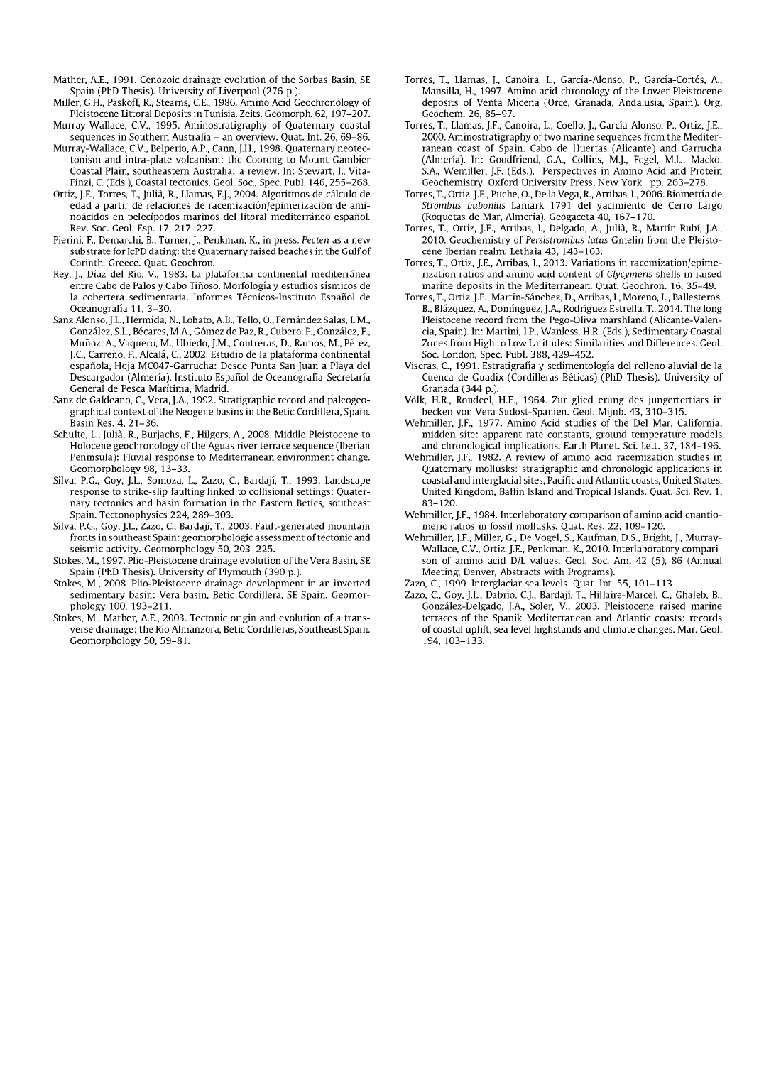Mather, A.E., 1991. Cenozoic drainage evolution of the Sorbas Basin, SE Spain (PhD Thesis). University of Liverpool (276 p.).

Miller, G.H., Paskoff, R., Stearns, C.E., 1986. Amino Acid Geochronology of Pleistocene Littoral Deposits in Tunisia. Zeits. Geomorph. 62, 197–207.

Murray-Wallace, C.V., 1995. Aminostratigraphy of Quaternary coastal sequences in Southern Australia – an overview. Quat. Int. 26, 69–86.

Murray-Wallace, C.V., Belperio, A.P., Cann, J.H., 1998. Quaternary neotectonism and intra-plate volcanism: the Coorong to Mount Gambier Coastal Plain, southeastern Australia: a review. In: Stewart, I., Vita-Finzi, C. (Eds.), Coastal tectonics. Geol. Soc., Spec. Publ. 146, 255–268.

Ortiz, J.E., Torres, T., Julià, R., Llamas, F.J., 2004. Algoritmos de cálculo de edad a partir de relaciones de racemización/epimerización de aminoácidos en pelecípodos marinos del litoral mediterráneo español. Rev. Soc. Geol. Esp. 17, 217–227.

Pierini, F., Demarchi, B., Turner, J., Penkman, K., in press. *Pecten* as a new substrate for IcPD dating: the Quaternary raised beaches in the Gulf of Corinth, Greece. Quat. Geochron.

Rey, J., Díaz del Río, V., 1983. La plataforma continental mediterránea entre Cabo de Palos y Cabo Tiñoso. Morfología y estudios sísmicos de la cobertera sedimentaria. Informes Técnicos-Instituto Español de Oceanografía 11, 3–30.

Sanz Alonso, J.L., Hermida, N., Lobato, A.B., Tello, O., Fernández Salas, L.M., González, S.L., Bécares, M.A., Gómez de Paz, R., Cubero, P., González, F., Muñoz, A., Vaquero, M., Ubiedo, J.M., Contreras, D., Ramos, M., Pérez, J.C., Carreño, F., Alcalá, C., 2002. Estudio de la plataforma continental española, Hoja MC047-Garrucha: Desde Punta San Juan a Playa del Descargador (Almería). Instituto Español de Oceanografía-Secretaría General de Pesca Marítima, Madrid.

Sanz de Galdeano, C., Vera, J.A., 1992. Stratigraphic record and paleogeographical context of the Neogene basins in the Betic Cordillera, Spain. Basin Res. 4, 21–36.

Schulte, L., Julià, R., Burjachs, F., Hilgers, A., 2008. Middle Pleistocene to Holocene geochronology of the Aguas river terrace sequence (Iberian Peninsula): Fluvial response to Mediterranean environment change. Geomorphology 98, 13–33.

Silva, P.G., Goy, J.L., Somoza, L., Zazo, C., Bardají, T., 1993. Landscape response to strike-slip faulting linked to collisional settings: Quaternary tectonics and basin formation in the Eastern Betics, southeast Spain. Tectonophysics 224, 289–303.

Silva, P.G., Goy, J.L., Zazo, C., Bardají, T., 2003. Fault-generated mountain fronts in southeast Spain: geomorphologic assessment of tectonic and seismic activity. Geomorphology 50, 203–225.

Stokes, M., 1997. Plio-Pleistocene drainage evolution of the Vera Basin, SE Spain (PhD Thesis). University of Plymouth (390 p.).

Stokes, M., 2008. Plio-Pleistocene drainage development in an inverted sedimentary basin: Vera basin, Betic Cordillera, SE Spain. Geomorphology 100, 193–211.

Stokes, M., Mather, A.E., 2003. Tectonic origin and evolution of a transverse drainage: the Río Almanzora, Betic Cordilleras, Southeast Spain. Geomorphology 50, 59–81.

Torres, T., Llamas, J., Canoira, L., García-Alonso, P., García-Cortés, A., Mansilla, H., 1997. Amino acid chronology of the Lower Pleistocene deposits of Venta Micena (Orce, Granada, Andalusia, Spain). Org. Geochem. 26, 85–97.

Torres, T., Llamas, J.F., Canoira, L., Coello, J., García-Alonso, P., Ortiz, J.E., 2000. Aminostratigraphy of two marine sequences from the Mediterranean coast of Spain. Cabo de Huertas (Alicante) and Garrucha (Almería). In: Goodfriend, G.A., Collins, M.J., Fogel, M.L., Macko, S.A., Wemiller, J.F. (Eds.), Perspectives in Amino Acid and Protein Geochemistry. Oxford University Press, New York, pp. 263–278.

Torres, T., Ortiz, J.E., Puche, O., De la Vega, R., Arribas, I., 2006. Biometría de *Strombus bubonius* Lamark 1791 del yacimiento de Cerro Largo (Roquetas de Mar, Almería). Geogaceta 40, 167–170.

Torres, T., Ortiz, J.E., Arribas, I., Delgado, A., Julià, R., Martín-Rubí, J.A., 2010. Geochemistry of *Persistrombus latus* Gmelin from the Pleistocene Iberian realm. Lethaia 43, 143–163.

Torres, T., Ortiz, J.E., Arribas, I., 2013. Variations in racemization/epimerization ratios and amino acid content of *Glycymeris* shells in raised marine deposits in the Mediterranean. Quat. Geochron. 16, 35–49.

Torres, T., Ortiz, J.E., Martín-Sánchez, D., Arribas, I., Moreno, L., Ballesteros, B., Blázquez, A., Domínguez, J.A., Rodríguez Estrella, T., 2014. The long Pleistocene record from the Pego-Oliva marshland (Alicante-Valencia, Spain). In: Martini, I.P., Wanless, H.R. (Eds.), Sedimentary Coastal Zones from High to Low Latitudes: Similarities and Differences. Geol. Soc. London, Spec. Publ. 388, 429–452.

Viseras, C., 1991. Estratigrafía y sedimentología del relleno aluvial de la Cuenca de Guadix (Cordilleras Béticas) (PhD Thesis). University of Granada (344 p.).

Völk, H.R., Rondeel, H.E., 1964. Zur glied erung des jungertertiars in becken von Vera Sudost-Spanien. Geol. Mijnb. 43, 310–315.

Wehmiller, J.F., 1977. Amino Acid studies of the Del Mar, California, midden site: apparent rate constants, ground temperature models and chronological implications. Earth Planet. Sci. Lett. 37, 184–196.

Wehmiller, J.F., 1982. A review of amino acid racemization studies in Quaternary mollusks: stratigraphic and chronologic applications in coastal and interglacial sites, Pacific and Atlantic coasts, United States, United Kingdom, Baffin Island and Tropical Islands. Quat. Sci. Rev. 1, 83–120.

Wehmiller, J.F., 1984. Interlaboratory comparison of amino acid enantiomeric ratios in fossil mollusks. Quat. Res. 22, 109–120.

Wehmiller, J.F., Miller, G., De Vogel, S., Kaufman, D.S., Bright, J., Murray-Wallace, C.V., Ortiz, J.E., Penkman, K., 2010. Interlaboratory comparison of amino acid D/L values. Geol. Soc. Am. 42 (5), 86 (Annual Meeting, Denver, Abstracts with Programs).

Zazo, C., 1999. Interglaciar sea levels. Quat. Int. 55, 101–113.

Zazo, C., Goy, J.L., Dabrio, C.J., Bardají, T., Hillaire-Marcel, C., Ghaleb, B., González-Delgado, J.A., Soler, V., 2003. Pleistocene raised marine terraces of the Spanik Mediterranean and Atlantic coasts: records of coastal uplift, sea level highstands and climate changes. Mar. Geol. 194, 103–133.